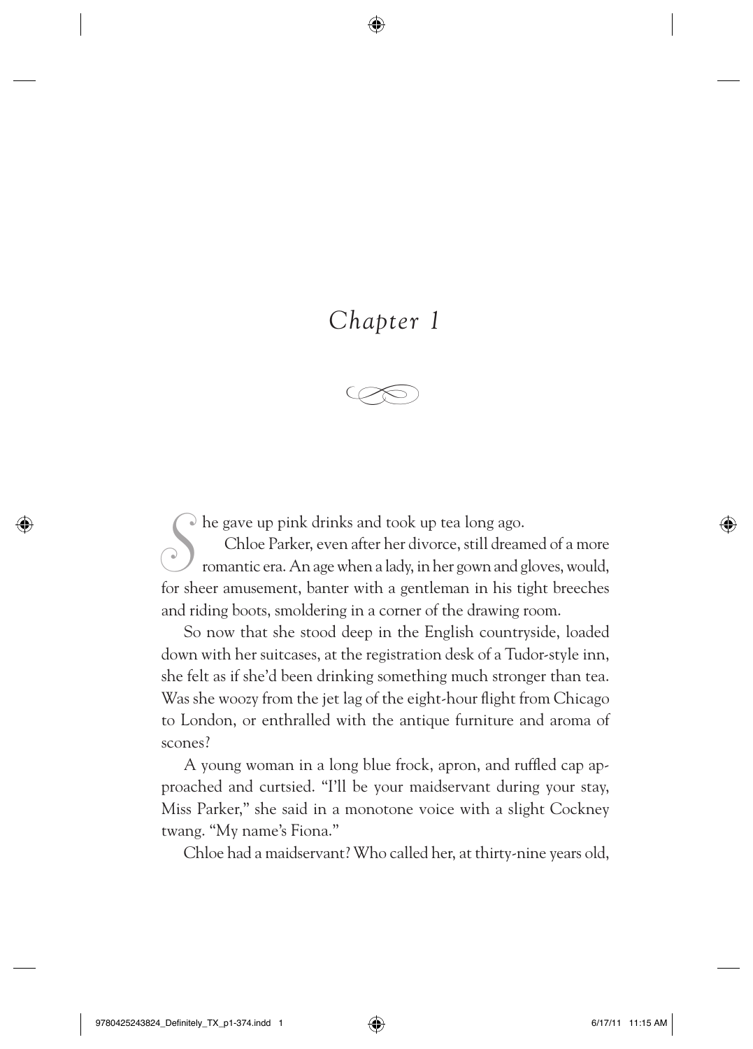# *Chapter 1*

She gave up pink drinks and took up tea long ago.

Chloe Parker, even after her divorce, still dreamed of a more romantic era. An age when a lady, in her gown and gloves, would, for sheer amusement, banter with a gentleman in his tight breeches and riding boots, smoldering in a corner of the drawing room.

So now that she stood deep in the English countryside, loaded down with her suitcases, at the registration desk of a Tudor-style inn, she felt as if she'd been drinking something much stronger than tea. Was she woozy from the jet lag of the eight-hour flight from Chicago to London, or enthralled with the antique furniture and aroma of scones?

A young woman in a long blue frock, apron, and ruffled cap approached and curtsied. "I'll be your maidservant during your stay, Miss Parker," she said in a monotone voice with a slight Cockney twang. "My name's Fiona."

Chloe had a maidservant? Who called her, at thirty-nine years old,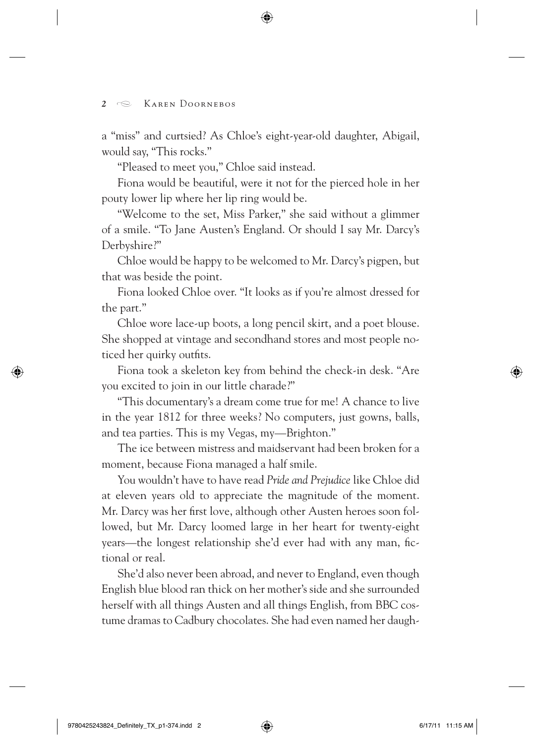a "miss" and curtsied? As Chloe's eight-year-old daughter, Abigail, would say, "This rocks."

"Pleased to meet you," Chloe said instead.

Fiona would be beautiful, were it not for the pierced hole in her pouty lower lip where her lip ring would be.

"Welcome to the set, Miss Parker," she said without a glimmer of a smile. "To Jane Austen's England. Or should I say Mr. Darcy's Derbyshire?"

Chloe would be happy to be welcomed to Mr. Darcy's pigpen, but that was beside the point.

Fiona looked Chloe over. "It looks as if you're almost dressed for the part."

Chloe wore lace-up boots, a long pencil skirt, and a poet blouse. She shopped at vintage and secondhand stores and most people noticed her quirky outfits.

Fiona took a skeleton key from behind the check-in desk. "Are you excited to join in our little charade?"

"This documentary's a dream come true for me! A chance to live in the year 1812 for three weeks? No computers, just gowns, balls, and tea parties. This is my Vegas, my—Brighton."

The ice between mistress and maidservant had been broken for a moment, because Fiona managed a half smile.

You wouldn't have to have read *Pride and Prejudice* like Chloe did at eleven years old to appreciate the magnitude of the moment. Mr. Darcy was her first love, although other Austen heroes soon followed, but Mr. Darcy loomed large in her heart for twenty-eight years—the longest relationship she'd ever had with any man, fictional or real.

She'd also never been abroad, and never to England, even though English blue blood ran thick on her mother's side and she surrounded herself with all things Austen and all things English, from BBC costume dramas to Cadbury chocolates. She had even named her daugh-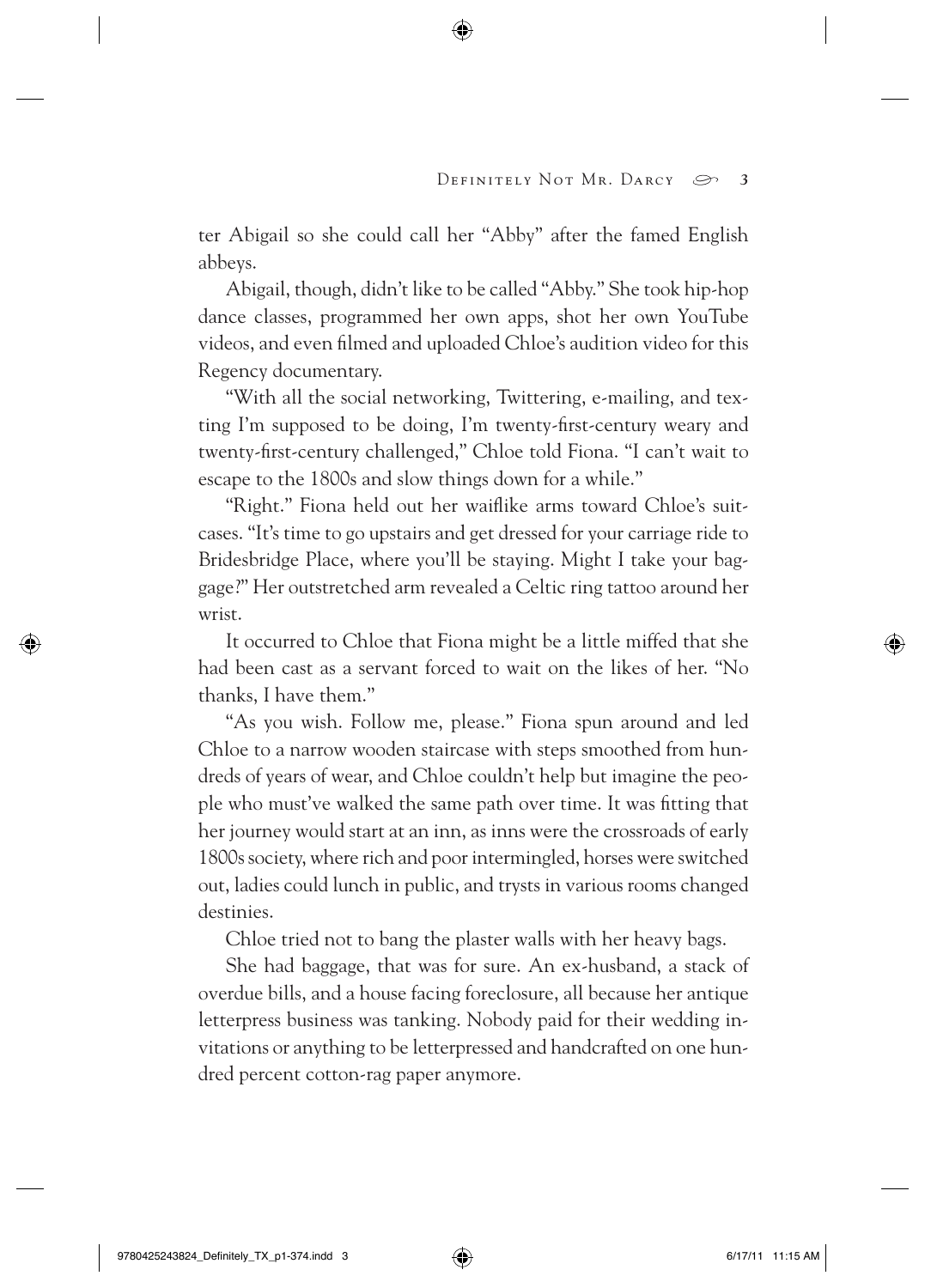ter Abigail so she could call her "Abby" after the famed English abbeys.

Abigail, though, didn't like to be called "Abby." She took hip-hop dance classes, programmed her own apps, shot her own YouTube videos, and even filmed and uploaded Chloe's audition video for this Regency documentary.

"With all the social networking, Twittering, e-mailing, and texting I'm supposed to be doing, I'm twenty-first-century weary and twenty-first-century challenged," Chloe told Fiona. "I can't wait to escape to the 1800s and slow things down for a while."

"Right." Fiona held out her waiflike arms toward Chloe's suitcases. "It's time to go upstairs and get dressed for your carriage ride to Bridesbridge Place, where you'll be staying. Might I take your baggage?" Her outstretched arm revealed a Celtic ring tattoo around her wrist.

It occurred to Chloe that Fiona might be a little miffed that she had been cast as a servant forced to wait on the likes of her. "No thanks, I have them."

"As you wish. Follow me, please." Fiona spun around and led Chloe to a narrow wooden staircase with steps smoothed from hundreds of years of wear, and Chloe couldn't help but imagine the people who must've walked the same path over time. It was fitting that her journey would start at an inn, as inns were the crossroads of early 1800s society, where rich and poor intermingled, horses were switched out, ladies could lunch in public, and trysts in various rooms changed destinies.

Chloe tried not to bang the plaster walls with her heavy bags.

She had baggage, that was for sure. An ex-husband, a stack of overdue bills, and a house facing foreclosure, all because her antique letterpress business was tanking. Nobody paid for their wedding invitations or anything to be letterpressed and handcrafted on one hundred percent cotton-rag paper anymore.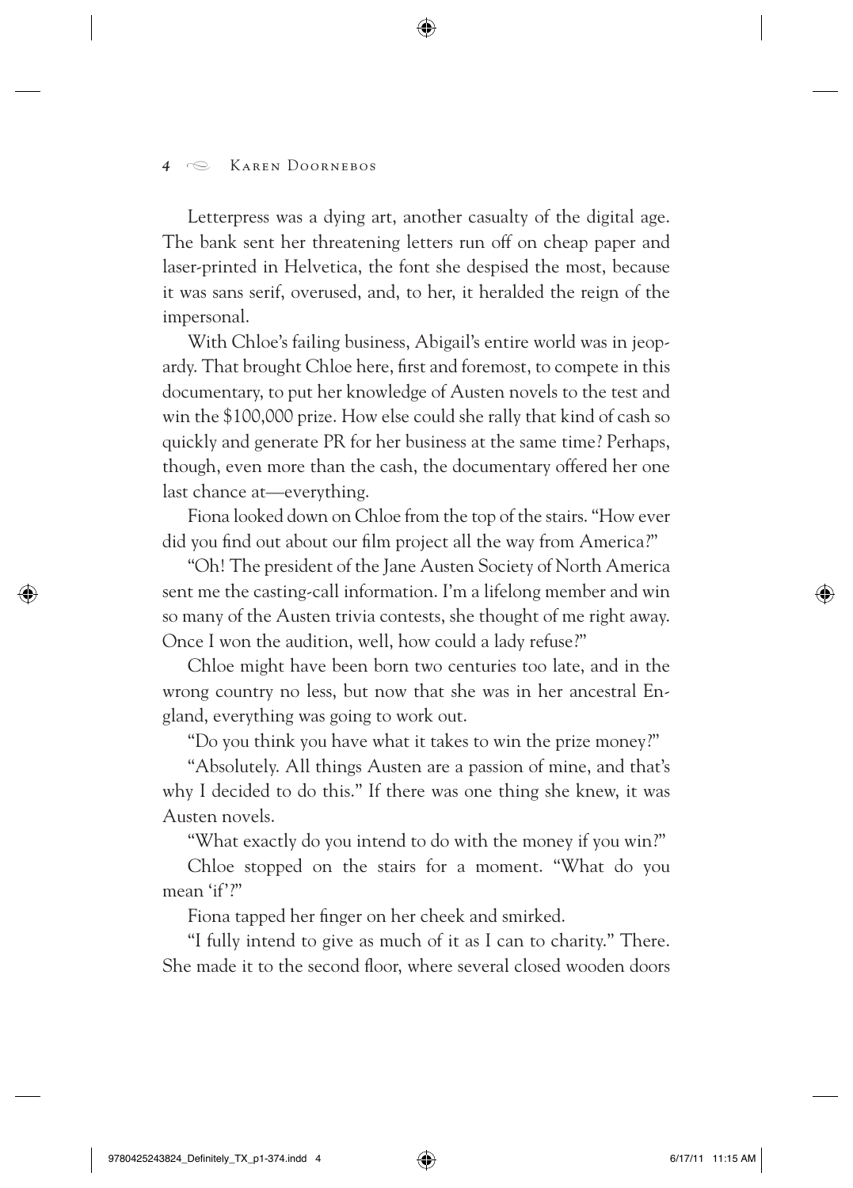Letterpress was a dying art, another casualty of the digital age. The bank sent her threatening letters run off on cheap paper and laser-printed in Helvetica, the font she despised the most, because it was sans serif, overused, and, to her, it heralded the reign of the impersonal.

With Chloe's failing business, Abigail's entire world was in jeopardy. That brought Chloe here, first and foremost, to compete in this documentary, to put her knowledge of Austen novels to the test and win the $100,000 prize. How else could she rally that kind of cash so quickly and generate PR for her business at the same time? Perhaps, though, even more than the cash, the documentary offered her one last chance at—everything.

Fiona looked down on Chloe from the top of the stairs. "How ever did you find out about our film project all the way from America?"

"Oh! The president of the Jane Austen Society of North America sent me the casting-call information. I'm a lifelong member and win so many of the Austen trivia contests, she thought of me right away. Once I won the audition, well, how could a lady refuse?"

Chloe might have been born two centuries too late, and in the wrong country no less, but now that she was in her ancestral England, everything was going to work out.

"Do you think you have what it takes to win the prize money?"

"Absolutely. All things Austen are a passion of mine, and that's why I decided to do this." If there was one thing she knew, it was Austen novels.

"What exactly do you intend to do with the money if you win?"

Chloe stopped on the stairs for a moment. "What do you mean 'if'?"

Fiona tapped her finger on her cheek and smirked.

"I fully intend to give as much of it as I can to charity." There. She made it to the second floor, where several closed wooden doors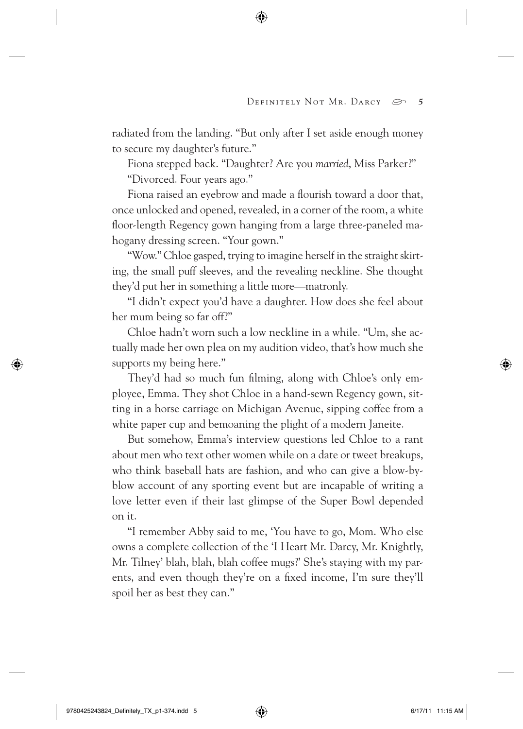radiated from the landing. "But only after I set aside enough money to secure my daughter's future."

Fiona stepped back. "Daughter? Are you *married*, Miss Parker?"

"Divorced. Four years ago."

Fiona raised an eyebrow and made a flourish toward a door that, once unlocked and opened, revealed, in a corner of the room, a white floor-length Regency gown hanging from a large three-paneled mahogany dressing screen. "Your gown."

"Wow." Chloe gasped, trying to imagine herself in the straight skirting, the small puff sleeves, and the revealing neckline. She thought they'd put her in something a little more—matronly.

"I didn't expect you'd have a daughter. How does she feel about her mum being so far off?"

Chloe hadn't worn such a low neckline in a while. "Um, she actually made her own plea on my audition video, that's how much she supports my being here."

They'd had so much fun filming, along with Chloe's only employee, Emma. They shot Chloe in a hand-sewn Regency gown, sitting in a horse carriage on Michigan Avenue, sipping coffee from a white paper cup and bemoaning the plight of a modern Janeite.

But somehow, Emma's interview questions led Chloe to a rant about men who text other women while on a date or tweet breakups, who think baseball hats are fashion, and who can give a blow-by-blow account of any sporting event but are incapable of writing a love letter even if their last glimpse of the Super Bowl depended on it.

"I remember Abby said to me, 'You have to go, Mom. Who else owns a complete collection of the 'I Heart Mr. Darcy, Mr. Knightly, Mr. Tilney' blah, blah, blah coffee mugs?' She's staying with my parents, and even though they're on a fixed income, I'm sure they'll spoil her as best they can."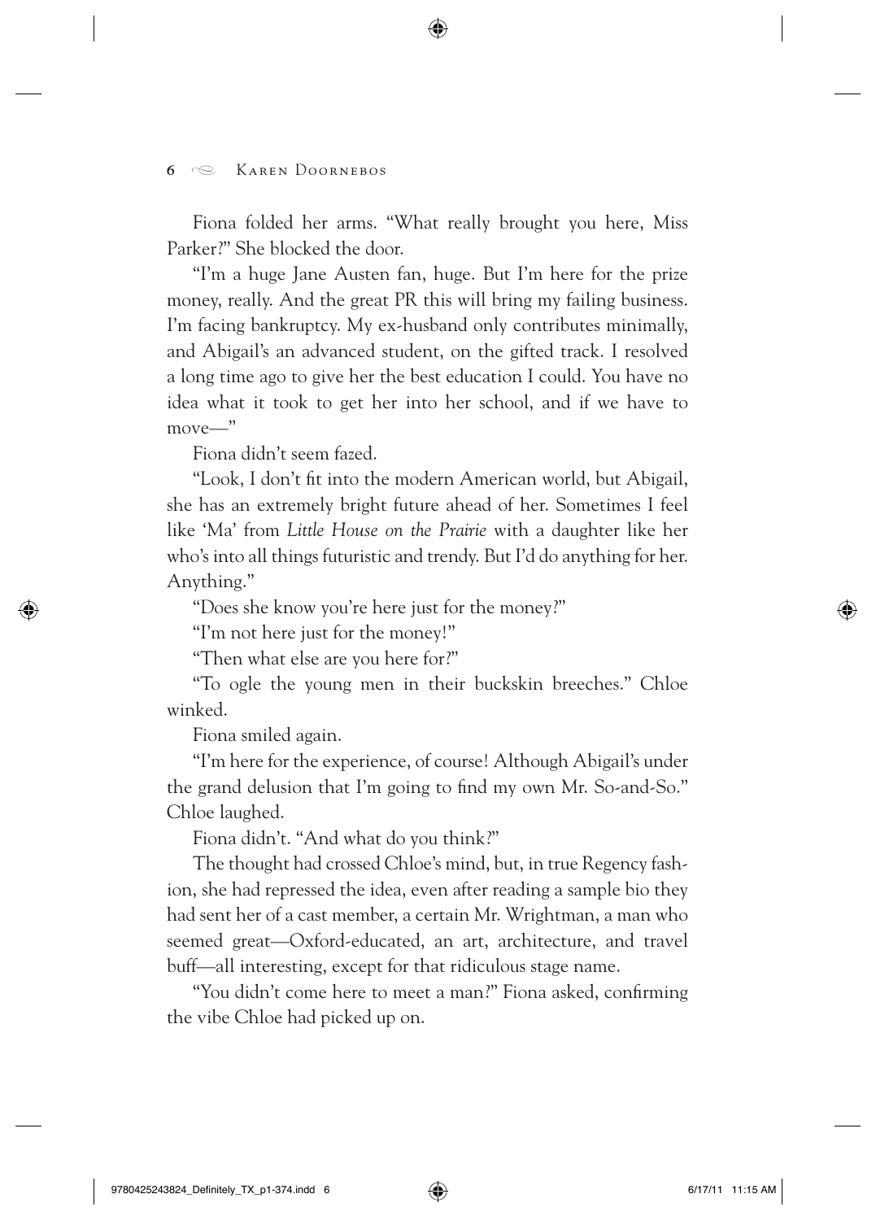Fiona folded her arms. "What really brought you here, Miss Parker?" She blocked the door.

"I'm a huge Jane Austen fan, huge. But I'm here for the prize money, really. And the great PR this will bring my failing business. I'm facing bankruptcy. My ex-husband only contributes minimally, and Abigail's an advanced student, on the gifted track. I resolved a long time ago to give her the best education I could. You have no idea what it took to get her into her school, and if we have to move—"

Fiona didn't seem fazed.

"Look, I don't fit into the modern American world, but Abigail, she has an extremely bright future ahead of her. Sometimes I feel like 'Ma' from *Little House on the Prairie* with a daughter like her who's into all things futuristic and trendy. But I'd do anything for her. Anything."

"Does she know you're here just for the money?"

"I'm not here just for the money!"

"Then what else are you here for?"

"To ogle the young men in their buckskin breeches." Chloe winked.

Fiona smiled again.

"I'm here for the experience, of course! Although Abigail's under the grand delusion that I'm going to find my own Mr. So-and-So." Chloe laughed.

Fiona didn't. "And what do you think?"

The thought had crossed Chloe's mind, but, in true Regency fashion, she had repressed the idea, even after reading a sample bio they had sent her of a cast member, a certain Mr. Wrightman, a man who seemed great—Oxford-educated, an art, architecture, and travel buff—all interesting, except for that ridiculous stage name.

"You didn't come here to meet a man?" Fiona asked, confirming the vibe Chloe had picked up on.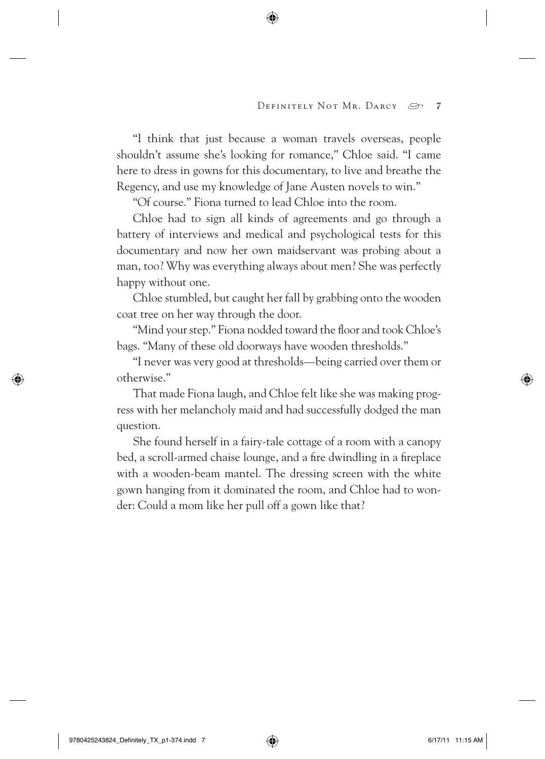"I think that just because a woman travels overseas, people shouldn't assume she's looking for romance," Chloe said. "I came here to dress in gowns for this documentary, to live and breathe the Regency, and use my knowledge of Jane Austen novels to win."

"Of course." Fiona turned to lead Chloe into the room.

Chloe had to sign all kinds of agreements and go through a battery of interviews and medical and psychological tests for this documentary and now her own maidservant was probing about a man, too? Why was everything always about men? She was perfectly happy without one.

Chloe stumbled, but caught her fall by grabbing onto the wooden coat tree on her way through the door.

"Mind your step." Fiona nodded toward the floor and took Chloe's bags. "Many of these old doorways have wooden thresholds."

"I never was very good at thresholds—being carried over them or otherwise."

That made Fiona laugh, and Chloe felt like she was making progress with her melancholy maid and had successfully dodged the man question.

She found herself in a fairy-tale cottage of a room with a canopy bed, a scroll-armed chaise lounge, and a fire dwindling in a fireplace with a wooden-beam mantel. The dressing screen with the white gown hanging from it dominated the room, and Chloe had to wonder: Could a mom like her pull off a gown like that?